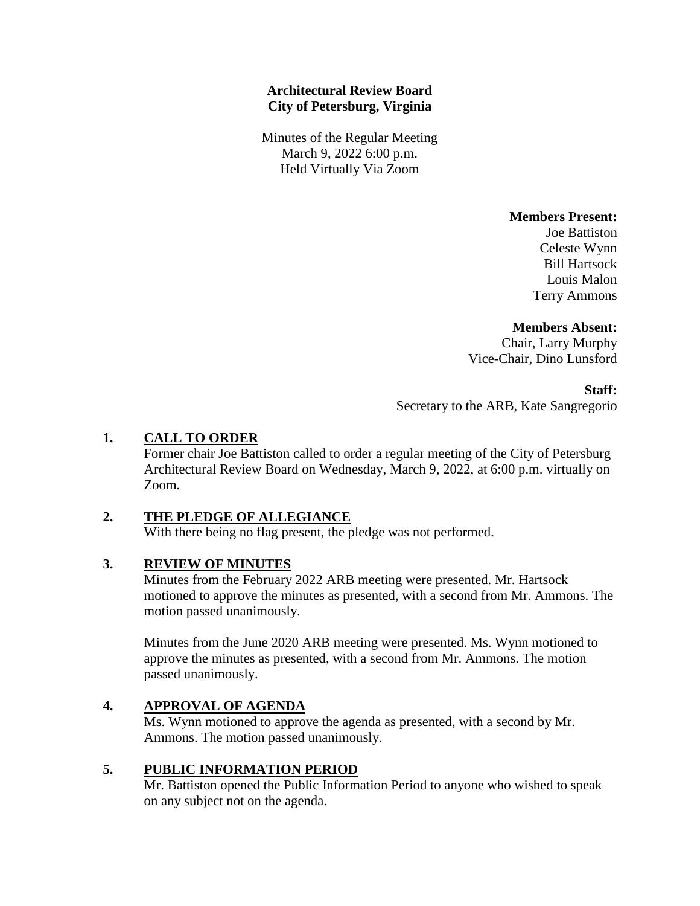**Architectural Review Board**
**City of Petersburg, Virginia**

Minutes of the Regular Meeting
March 9, 2022 6:00 p.m.
Held Virtually Via Zoom

**Members Present:**
Joe Battiston
Celeste Wynn
Bill Hartsock
Louis Malon
Terry Ammons

**Members Absent:**
Chair, Larry Murphy
Vice-Chair, Dino Lunsford

**Staff:**
Secretary to the ARB, Kate Sangregorio

## 1. CALL TO ORDER

Former chair Joe Battiston called to order a regular meeting of the City of Petersburg Architectural Review Board on Wednesday, March 9, 2022, at 6:00 p.m. virtually on Zoom.

## 2. THE PLEDGE OF ALLEGIANCE

With there being no flag present, the pledge was not performed.

## 3. REVIEW OF MINUTES

Minutes from the February 2022 ARB meeting were presented. Mr. Hartsock motioned to approve the minutes as presented, with a second from Mr. Ammons. The motion passed unanimously.

Minutes from the June 2020 ARB meeting were presented. Ms. Wynn motioned to approve the minutes as presented, with a second from Mr. Ammons. The motion passed unanimously.

## 4. APPROVAL OF AGENDA

Ms. Wynn motioned to approve the agenda as presented, with a second by Mr. Ammons. The motion passed unanimously.

## 5. PUBLIC INFORMATION PERIOD

Mr. Battiston opened the Public Information Period to anyone who wished to speak on any subject not on the agenda.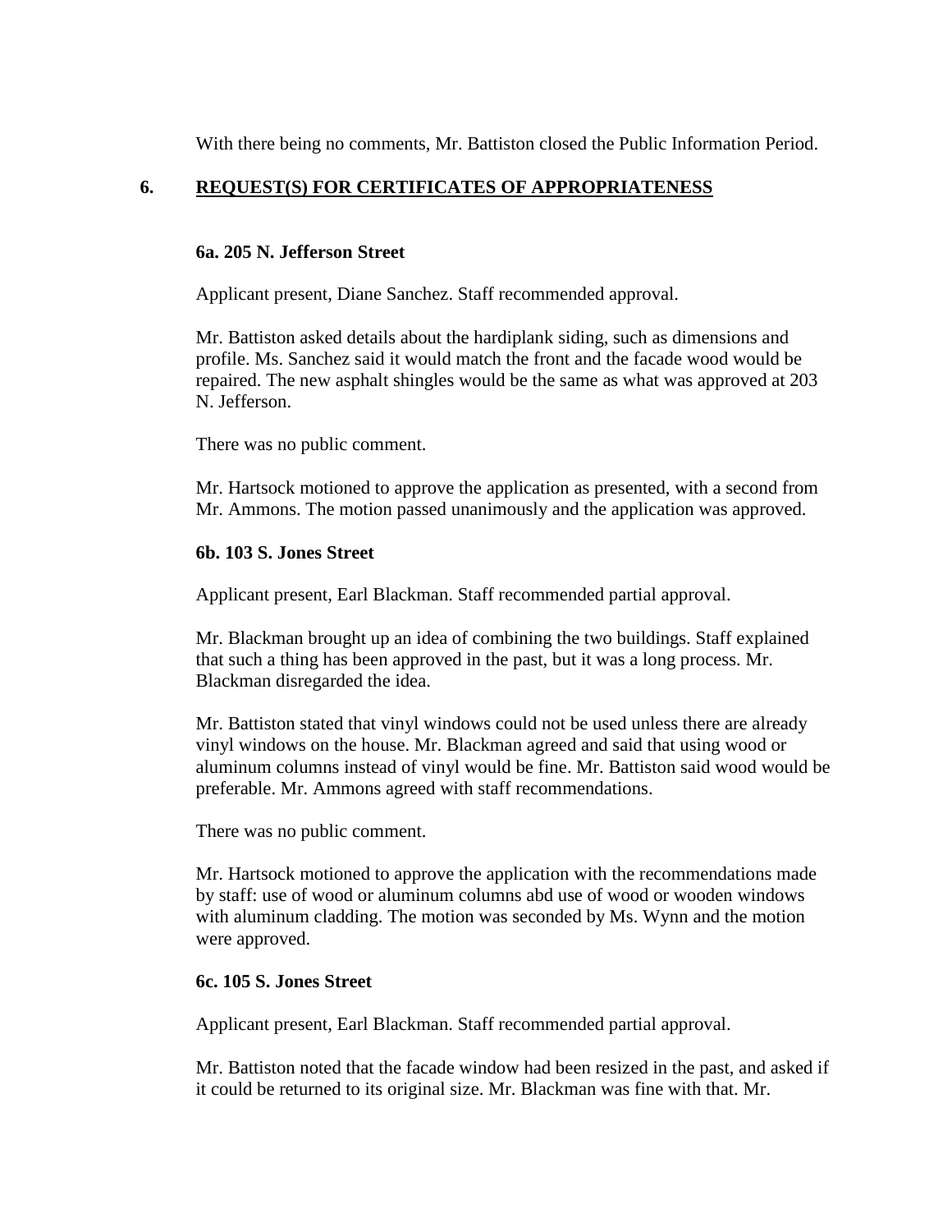With there being no comments, Mr. Battiston closed the Public Information Period.

## 6. REQUEST(S) FOR CERTIFICATES OF APPROPRIATENESS

### 6a. 205 N. Jefferson Street

Applicant present, Diane Sanchez. Staff recommended approval.

Mr. Battiston asked details about the hardiplank siding, such as dimensions and profile. Ms. Sanchez said it would match the front and the facade wood would be repaired. The new asphalt shingles would be the same as what was approved at 203 N. Jefferson.

There was no public comment.

Mr. Hartsock motioned to approve the application as presented, with a second from Mr. Ammons. The motion passed unanimously and the application was approved.

### 6b. 103 S. Jones Street

Applicant present, Earl Blackman. Staff recommended partial approval.

Mr. Blackman brought up an idea of combining the two buildings. Staff explained that such a thing has been approved in the past, but it was a long process. Mr. Blackman disregarded the idea.

Mr. Battiston stated that vinyl windows could not be used unless there are already vinyl windows on the house. Mr. Blackman agreed and said that using wood or aluminum columns instead of vinyl would be fine. Mr. Battiston said wood would be preferable. Mr. Ammons agreed with staff recommendations.

There was no public comment.

Mr. Hartsock motioned to approve the application with the recommendations made by staff: use of wood or aluminum columns abd use of wood or wooden windows with aluminum cladding. The motion was seconded by Ms. Wynn and the motion were approved.

### 6c. 105 S. Jones Street

Applicant present, Earl Blackman. Staff recommended partial approval.

Mr. Battiston noted that the facade window had been resized in the past, and asked if it could be returned to its original size. Mr. Blackman was fine with that. Mr.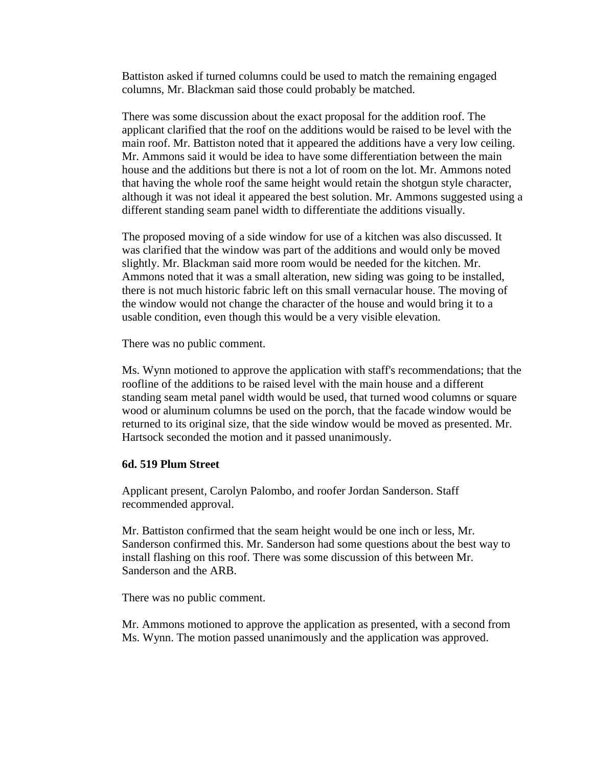Battiston asked if turned columns could be used to match the remaining engaged columns, Mr. Blackman said those could probably be matched.

There was some discussion about the exact proposal for the addition roof. The applicant clarified that the roof on the additions would be raised to be level with the main roof. Mr. Battiston noted that it appeared the additions have a very low ceiling. Mr. Ammons said it would be idea to have some differentiation between the main house and the additions but there is not a lot of room on the lot. Mr. Ammons noted that having the whole roof the same height would retain the shotgun style character, although it was not ideal it appeared the best solution. Mr. Ammons suggested using a different standing seam panel width to differentiate the additions visually.

The proposed moving of a side window for use of a kitchen was also discussed. It was clarified that the window was part of the additions and would only be moved slightly. Mr. Blackman said more room would be needed for the kitchen. Mr. Ammons noted that it was a small alteration, new siding was going to be installed, there is not much historic fabric left on this small vernacular house. The moving of the window would not change the character of the house and would bring it to a usable condition, even though this would be a very visible elevation.

There was no public comment.

Ms. Wynn motioned to approve the application with staff's recommendations; that the roofline of the additions to be raised level with the main house and a different standing seam metal panel width would be used, that turned wood columns or square wood or aluminum columns be used on the porch, that the facade window would be returned to its original size, that the side window would be moved as presented. Mr. Hartsock seconded the motion and it passed unanimously.

**6d. 519 Plum Street**

Applicant present, Carolyn Palombo, and roofer Jordan Sanderson. Staff recommended approval.

Mr. Battiston confirmed that the seam height would be one inch or less, Mr. Sanderson confirmed this. Mr. Sanderson had some questions about the best way to install flashing on this roof. There was some discussion of this between Mr. Sanderson and the ARB.

There was no public comment.

Mr. Ammons motioned to approve the application as presented, with a second from Ms. Wynn. The motion passed unanimously and the application was approved.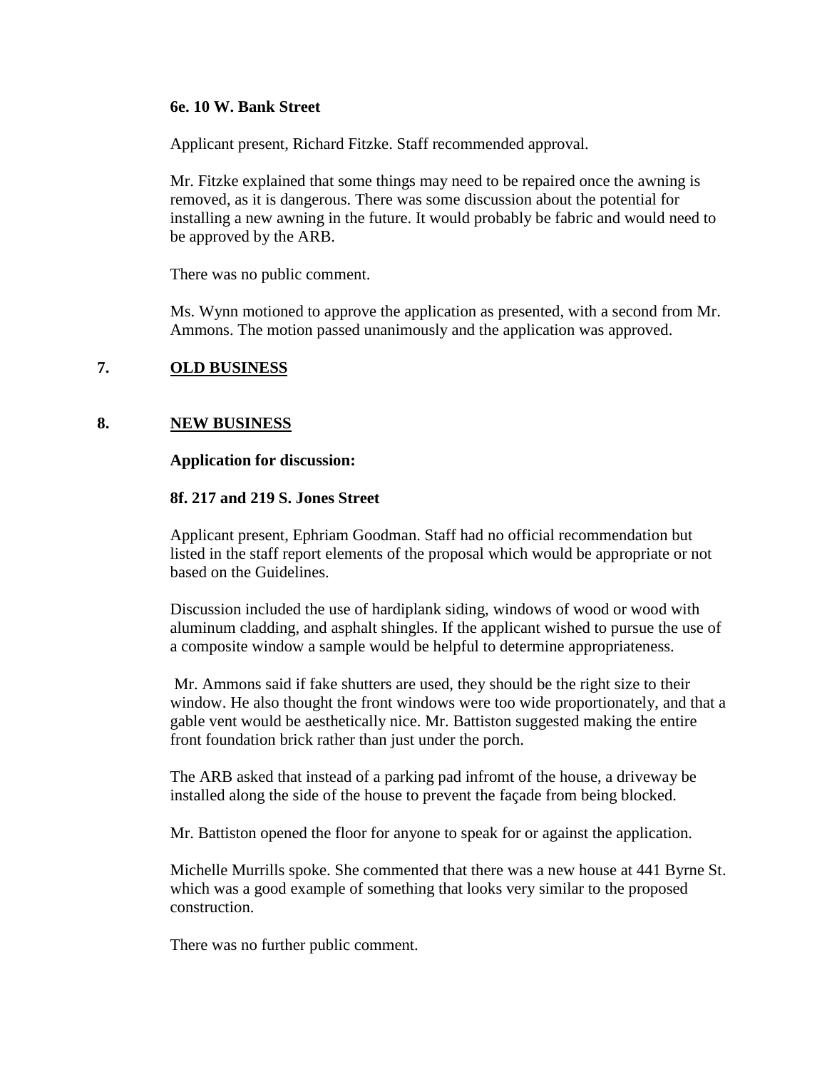**6e. 10 W. Bank Street**

Applicant present, Richard Fitzke. Staff recommended approval.

Mr. Fitzke explained that some things may need to be repaired once the awning is removed, as it is dangerous. There was some discussion about the potential for installing a new awning in the future. It would probably be fabric and would need to be approved by the ARB.

There was no public comment.

Ms. Wynn motioned to approve the application as presented, with a second from Mr. Ammons. The motion passed unanimously and the application was approved.

## 7. OLD BUSINESS

## 8. NEW BUSINESS

**Application for discussion:**

**8f. 217 and 219 S. Jones Street**

Applicant present, Ephriam Goodman. Staff had no official recommendation but listed in the staff report elements of the proposal which would be appropriate or not based on the Guidelines.

Discussion included the use of hardiplank siding, windows of wood or wood with aluminum cladding, and asphalt shingles. If the applicant wished to pursue the use of a composite window a sample would be helpful to determine appropriateness.

Mr. Ammons said if fake shutters are used, they should be the right size to their window. He also thought the front windows were too wide proportionately, and that a gable vent would be aesthetically nice. Mr. Battiston suggested making the entire front foundation brick rather than just under the porch.

The ARB asked that instead of a parking pad infromt of the house, a driveway be installed along the side of the house to prevent the façade from being blocked.

Mr. Battiston opened the floor for anyone to speak for or against the application.

Michelle Murrills spoke. She commented that there was a new house at 441 Byrne St. which was a good example of something that looks very similar to the proposed construction.

There was no further public comment.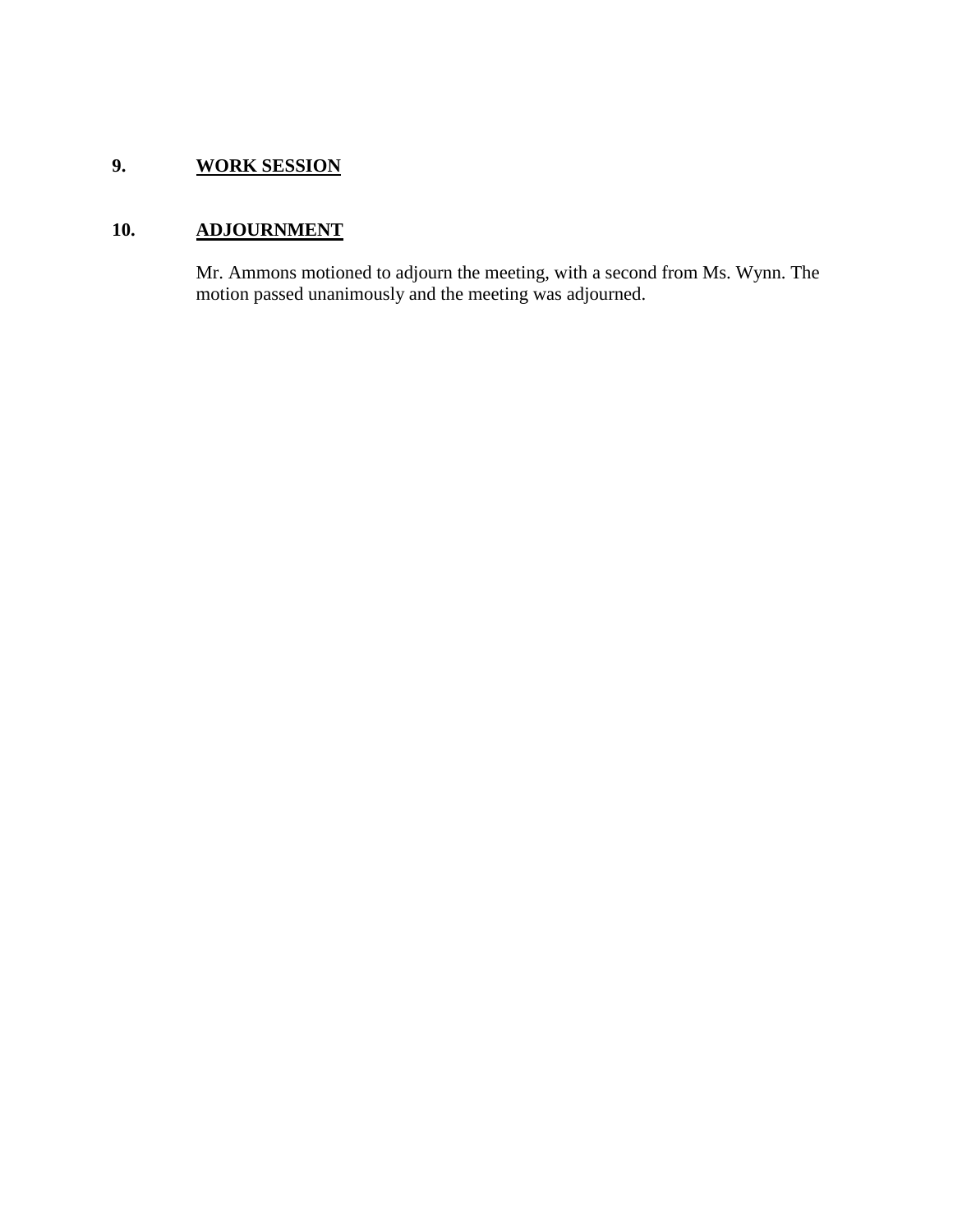## 9. **WORK SESSION**

## 10. **ADJOURNMENT**

Mr. Ammons motioned to adjourn the meeting, with a second from Ms. Wynn. The motion passed unanimously and the meeting was adjourned.